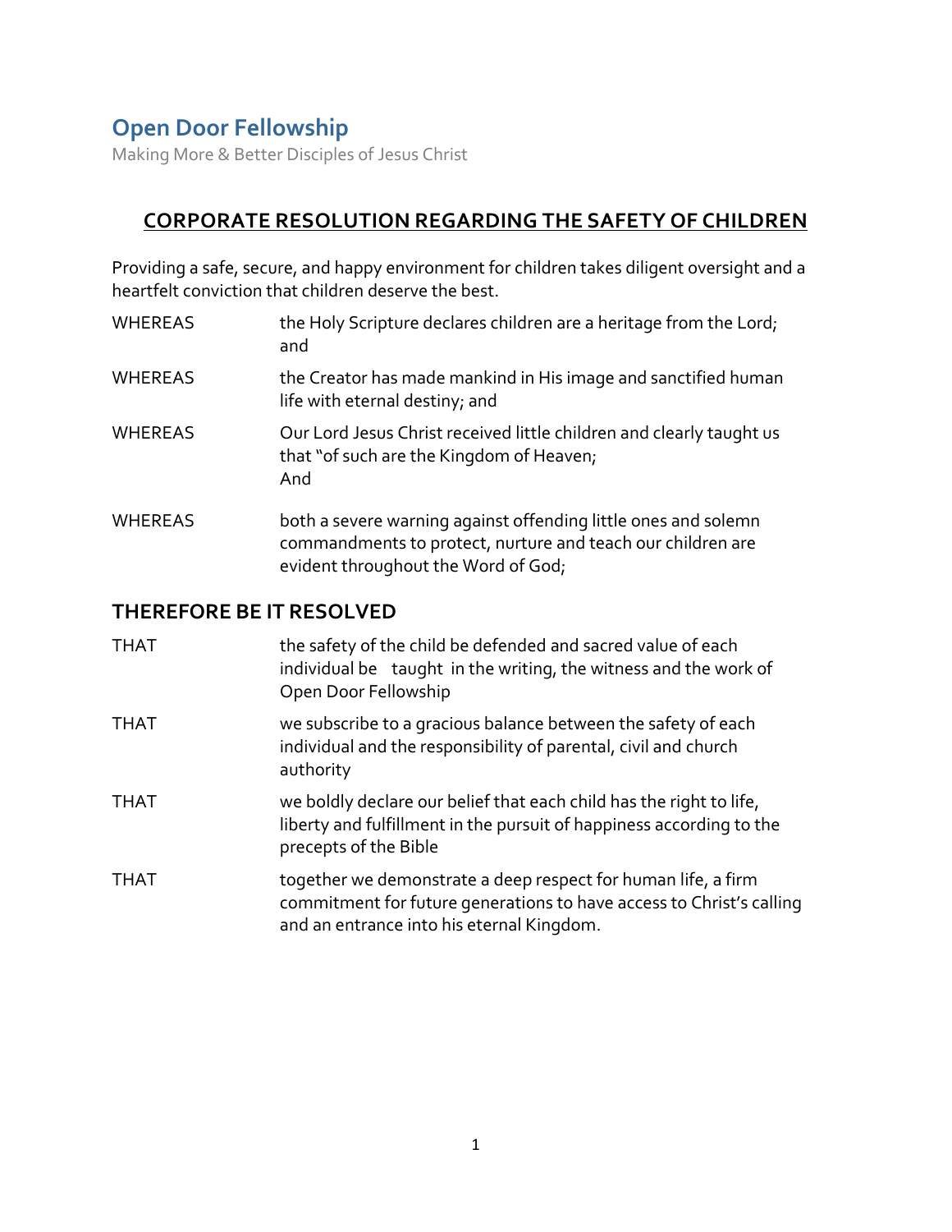# Open Door Fellowship

Making More & Better Disciples of Jesus Christ

## CORPORATE RESOLUTION REGARDING THE SAFETY OF CHILDREN

Providing a safe, secure, and happy environment for children takes diligent oversight and a heartfelt conviction that children deserve the best.

| | |
|---|---|
| WHEREAS | the Holy Scripture declares children are a heritage from the Lord; and |
| WHEREAS | the Creator has made mankind in His image and sanctified human life with eternal destiny; and |
| WHEREAS | Our Lord Jesus Christ received little children and clearly taught us that "of such are the Kingdom of Heaven; And |
| WHEREAS | both a severe warning against offending little ones and solemn commandments to protect, nurture and teach our children are evident throughout the Word of God; |

### THEREFORE BE IT RESOLVED

| | |
|---|---|
| THAT | the safety of the child be defended and sacred value of each individual be taught in the writing, the witness and the work of Open Door Fellowship |
| THAT | we subscribe to a gracious balance between the safety of each individual and the responsibility of parental, civil and church authority |
| THAT | we boldly declare our belief that each child has the right to life, liberty and fulfillment in the pursuit of happiness according to the precepts of the Bible |
| THAT | together we demonstrate a deep respect for human life, a firm commitment for future generations to have access to Christ's calling and an entrance into his eternal Kingdom. |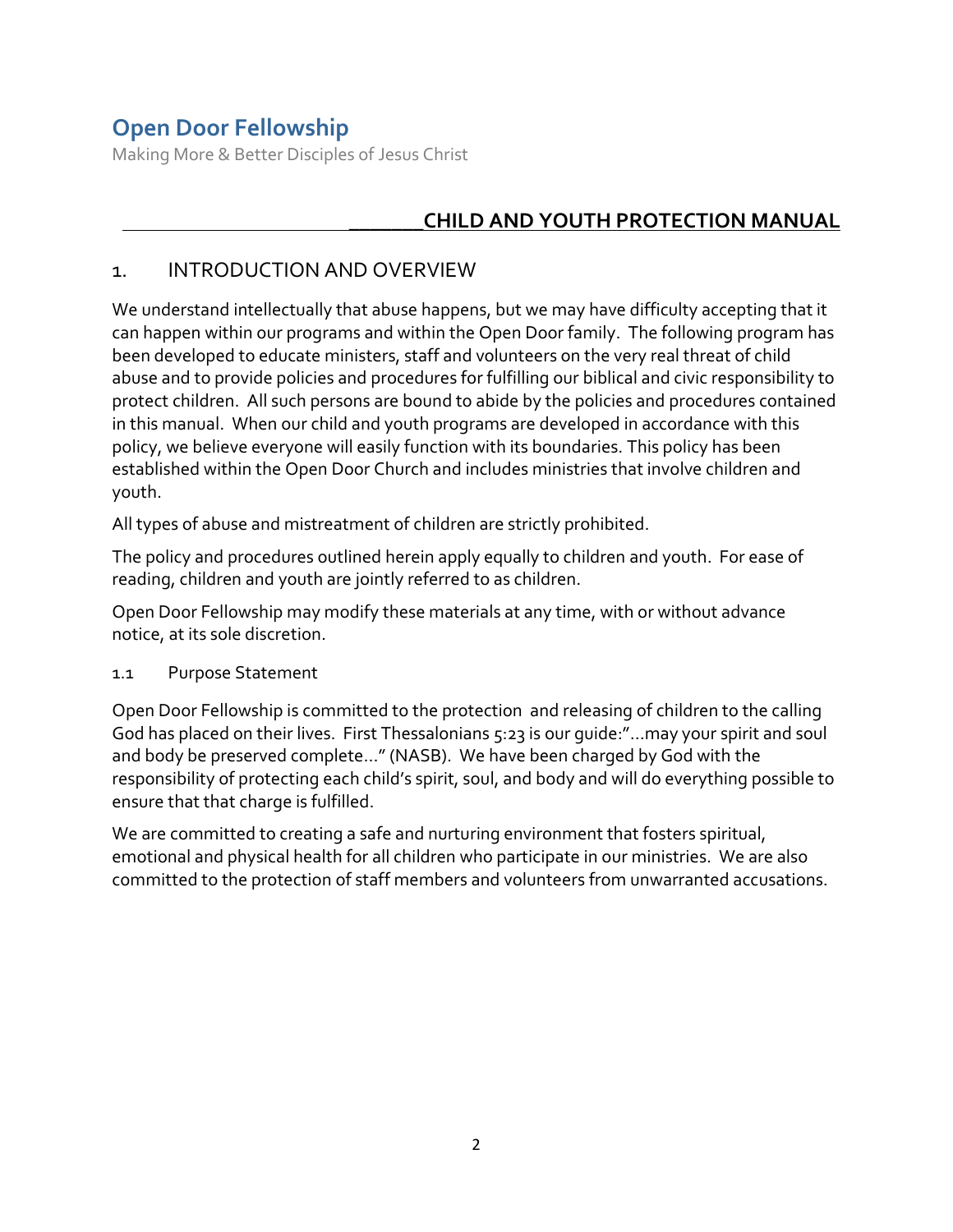# Open Door Fellowship

Making More & Better Disciples of Jesus Christ

## CHILD AND YOUTH PROTECTION MANUAL

## 1. INTRODUCTION AND OVERVIEW

We understand intellectually that abuse happens, but we may have difficulty accepting that it can happen within our programs and within the Open Door family. The following program has been developed to educate ministers, staff and volunteers on the very real threat of child abuse and to provide policies and procedures for fulfilling our biblical and civic responsibility to protect children. All such persons are bound to abide by the policies and procedures contained in this manual. When our child and youth programs are developed in accordance with this policy, we believe everyone will easily function with its boundaries. This policy has been established within the Open Door Church and includes ministries that involve children and youth.

All types of abuse and mistreatment of children are strictly prohibited.

The policy and procedures outlined herein apply equally to children and youth. For ease of reading, children and youth are jointly referred to as children.

Open Door Fellowship may modify these materials at any time, with or without advance notice, at its sole discretion.

### 1.1 Purpose Statement

Open Door Fellowship is committed to the protection and releasing of children to the calling God has placed on their lives. First Thessalonians 5:23 is our guide:"…may your spirit and soul and body be preserved complete…" (NASB). We have been charged by God with the responsibility of protecting each child's spirit, soul, and body and will do everything possible to ensure that that charge is fulfilled.

We are committed to creating a safe and nurturing environment that fosters spiritual, emotional and physical health for all children who participate in our ministries. We are also committed to the protection of staff members and volunteers from unwarranted accusations.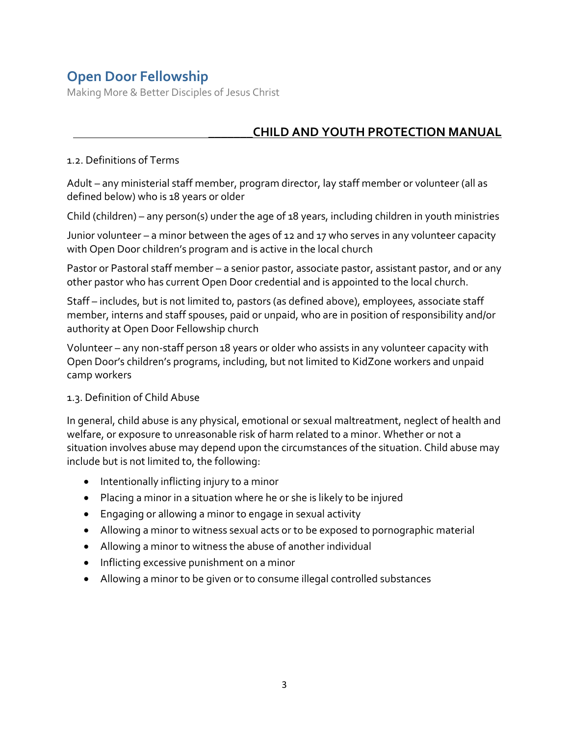# Open Door Fellowship

Making More & Better Disciples of Jesus Christ

## CHILD AND YOUTH PROTECTION MANUAL

1.2. Definitions of Terms

Adult – any ministerial staff member, program director, lay staff member or volunteer (all as defined below) who is 18 years or older

Child (children) – any person(s) under the age of 18 years, including children in youth ministries

Junior volunteer – a minor between the ages of 12 and 17 who serves in any volunteer capacity with Open Door children's program and is active in the local church

Pastor or Pastoral staff member – a senior pastor, associate pastor, assistant pastor, and or any other pastor who has current Open Door credential and is appointed to the local church.

Staff – includes, but is not limited to, pastors (as defined above), employees, associate staff member, interns and staff spouses, paid or unpaid, who are in position of responsibility and/or authority at Open Door Fellowship church

Volunteer – any non-staff person 18 years or older who assists in any volunteer capacity with Open Door's children's programs, including, but not limited to KidZone workers and unpaid camp workers

1.3. Definition of Child Abuse

In general, child abuse is any physical, emotional or sexual maltreatment, neglect of health and welfare, or exposure to unreasonable risk of harm related to a minor. Whether or not a situation involves abuse may depend upon the circumstances of the situation. Child abuse may include but is not limited to, the following:

- Intentionally inflicting injury to a minor
- Placing a minor in a situation where he or she is likely to be injured
- Engaging or allowing a minor to engage in sexual activity
- Allowing a minor to witness sexual acts or to be exposed to pornographic material
- Allowing a minor to witness the abuse of another individual
- Inflicting excessive punishment on a minor
- Allowing a minor to be given or to consume illegal controlled substances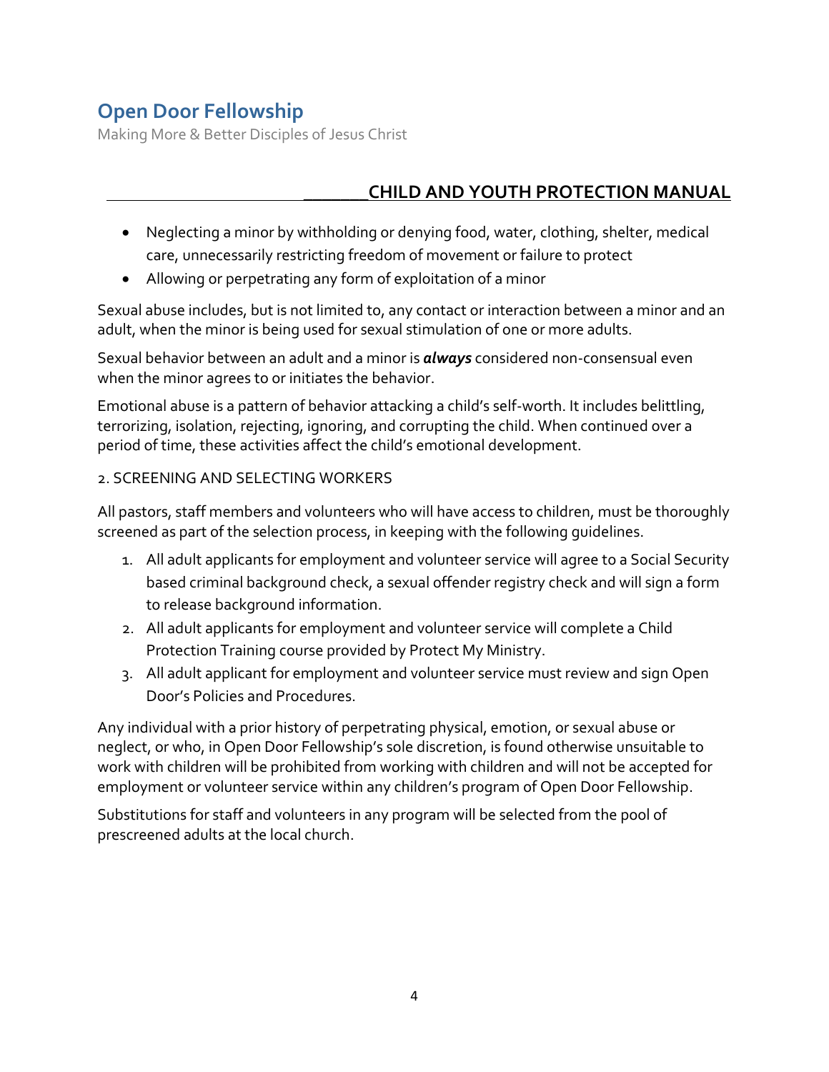- Neglecting a minor by withholding or denying food, water, clothing, shelter, medical care, unnecessarily restricting freedom of movement or failure to protect
- Allowing or perpetrating any form of exploitation of a minor

Sexual abuse includes, but is not limited to, any contact or interaction between a minor and an adult, when the minor is being used for sexual stimulation of one or more adults.

Sexual behavior between an adult and a minor is ***always*** considered non-consensual even when the minor agrees to or initiates the behavior.

Emotional abuse is a pattern of behavior attacking a child's self-worth. It includes belittling, terrorizing, isolation, rejecting, ignoring, and corrupting the child. When continued over a period of time, these activities affect the child's emotional development.

2. SCREENING AND SELECTING WORKERS

All pastors, staff members and volunteers who will have access to children, must be thoroughly screened as part of the selection process, in keeping with the following guidelines.

1. All adult applicants for employment and volunteer service will agree to a Social Security based criminal background check, a sexual offender registry check and will sign a form to release background information.
2. All adult applicants for employment and volunteer service will complete a Child Protection Training course provided by Protect My Ministry.
3. All adult applicant for employment and volunteer service must review and sign Open Door's Policies and Procedures.

Any individual with a prior history of perpetrating physical, emotion, or sexual abuse or neglect, or who, in Open Door Fellowship's sole discretion, is found otherwise unsuitable to work with children will be prohibited from working with children and will not be accepted for employment or volunteer service within any children's program of Open Door Fellowship.

Substitutions for staff and volunteers in any program will be selected from the pool of prescreened adults at the local church.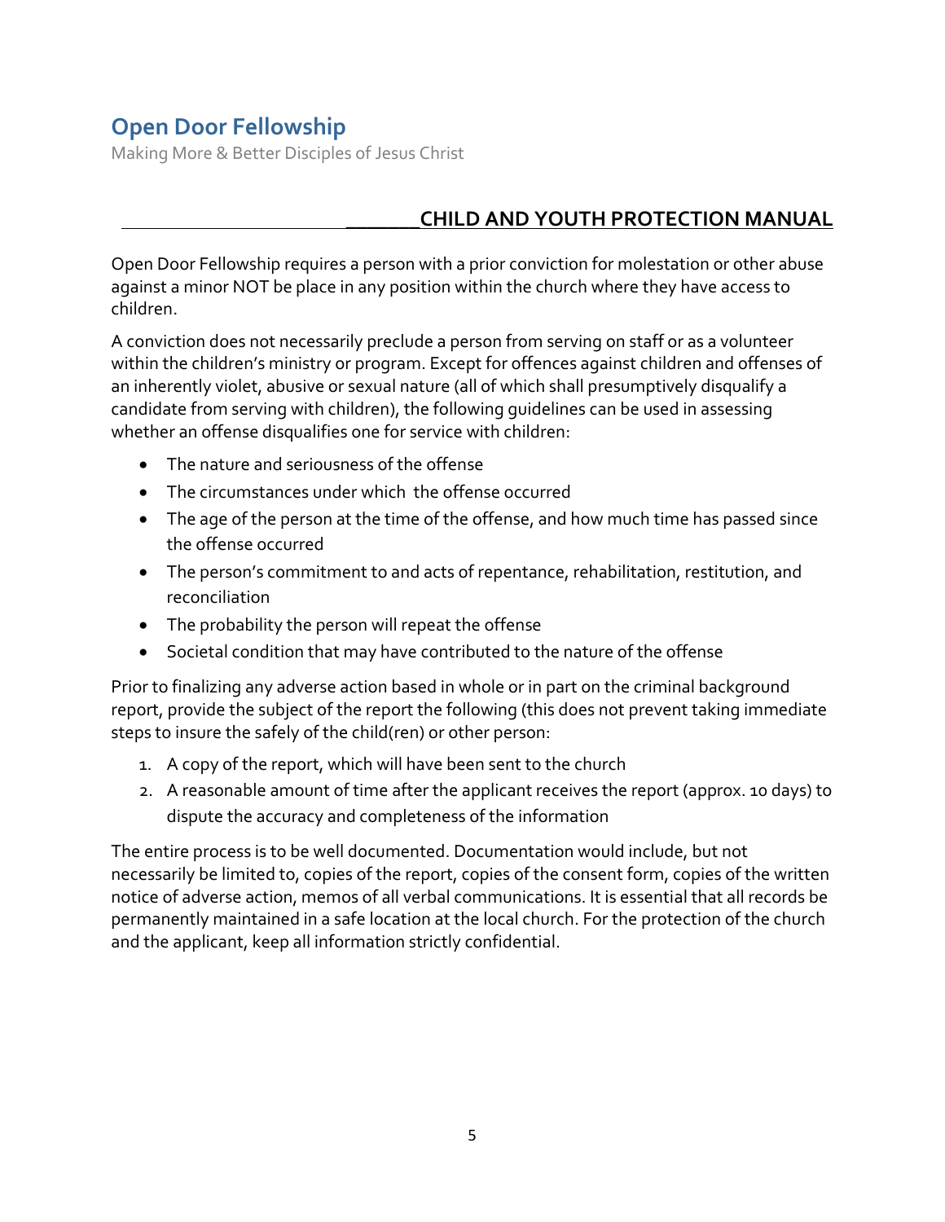# Open Door Fellowship

Making More & Better Disciples of Jesus Christ

## CHILD AND YOUTH PROTECTION MANUAL

Open Door Fellowship requires a person with a prior conviction for molestation or other abuse against a minor NOT be place in any position within the church where they have access to children.

A conviction does not necessarily preclude a person from serving on staff or as a volunteer within the children's ministry or program. Except for offences against children and offenses of an inherently violet, abusive or sexual nature (all of which shall presumptively disqualify a candidate from serving with children), the following guidelines can be used in assessing whether an offense disqualifies one for service with children:

- The nature and seriousness of the offense
- The circumstances under which the offense occurred
- The age of the person at the time of the offense, and how much time has passed since the offense occurred
- The person's commitment to and acts of repentance, rehabilitation, restitution, and reconciliation
- The probability the person will repeat the offense
- Societal condition that may have contributed to the nature of the offense

Prior to finalizing any adverse action based in whole or in part on the criminal background report, provide the subject of the report the following (this does not prevent taking immediate steps to insure the safely of the child(ren) or other person:

1. A copy of the report, which will have been sent to the church
2. A reasonable amount of time after the applicant receives the report (approx. 10 days) to dispute the accuracy and completeness of the information

The entire process is to be well documented. Documentation would include, but not necessarily be limited to, copies of the report, copies of the consent form, copies of the written notice of adverse action, memos of all verbal communications. It is essential that all records be permanently maintained in a safe location at the local church. For the protection of the church and the applicant, keep all information strictly confidential.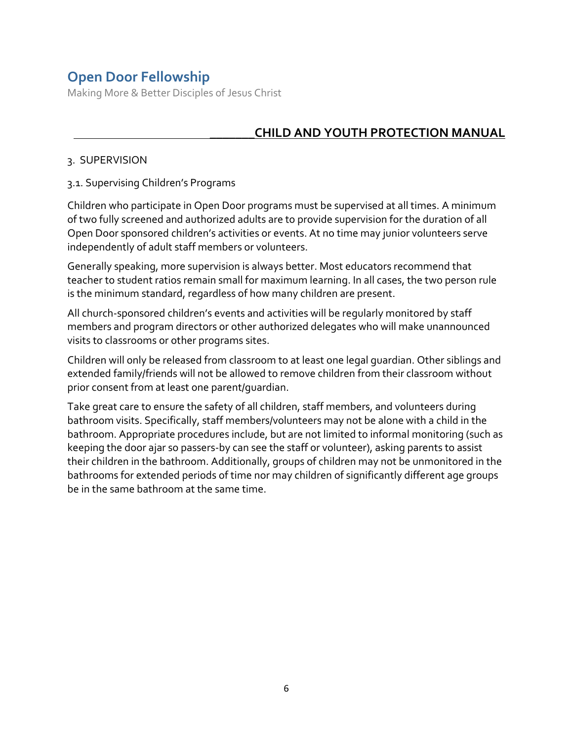## 3. SUPERVISION

### 3.1. Supervising Children's Programs

Children who participate in Open Door programs must be supervised at all times. A minimum of two fully screened and authorized adults are to provide supervision for the duration of all Open Door sponsored children's activities or events. At no time may junior volunteers serve independently of adult staff members or volunteers.

Generally speaking, more supervision is always better. Most educators recommend that teacher to student ratios remain small for maximum learning. In all cases, the two person rule is the minimum standard, regardless of how many children are present.

All church-sponsored children's events and activities will be regularly monitored by staff members and program directors or other authorized delegates who will make unannounced visits to classrooms or other programs sites.

Children will only be released from classroom to at least one legal guardian. Other siblings and extended family/friends will not be allowed to remove children from their classroom without prior consent from at least one parent/guardian.

Take great care to ensure the safety of all children, staff members, and volunteers during bathroom visits. Specifically, staff members/volunteers may not be alone with a child in the bathroom. Appropriate procedures include, but are not limited to informal monitoring (such as keeping the door ajar so passers-by can see the staff or volunteer), asking parents to assist their children in the bathroom. Additionally, groups of children may not be unmonitored in the bathrooms for extended periods of time nor may children of significantly different age groups be in the same bathroom at the same time.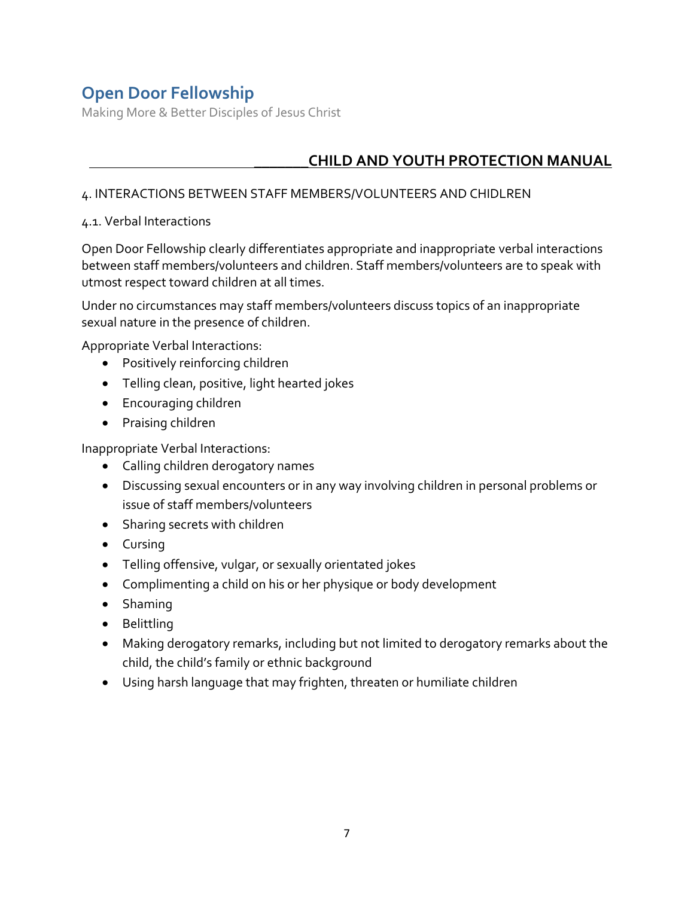# Open Door Fellowship

Making More & Better Disciples of Jesus Christ

## CHILD AND YOUTH PROTECTION MANUAL

4. INTERACTIONS BETWEEN STAFF MEMBERS/VOLUNTEERS AND CHIDLREN

4.1. Verbal Interactions

Open Door Fellowship clearly differentiates appropriate and inappropriate verbal interactions between staff members/volunteers and children. Staff members/volunteers are to speak with utmost respect toward children at all times.

Under no circumstances may staff members/volunteers discuss topics of an inappropriate sexual nature in the presence of children.

Appropriate Verbal Interactions:

- Positively reinforcing children
- Telling clean, positive, light hearted jokes
- Encouraging children
- Praising children

Inappropriate Verbal Interactions:

- Calling children derogatory names
- Discussing sexual encounters or in any way involving children in personal problems or issue of staff members/volunteers
- Sharing secrets with children
- Cursing
- Telling offensive, vulgar, or sexually orientated jokes
- Complimenting a child on his or her physique or body development
- Shaming
- Belittling
- Making derogatory remarks, including but not limited to derogatory remarks about the child, the child's family or ethnic background
- Using harsh language that may frighten, threaten or humiliate children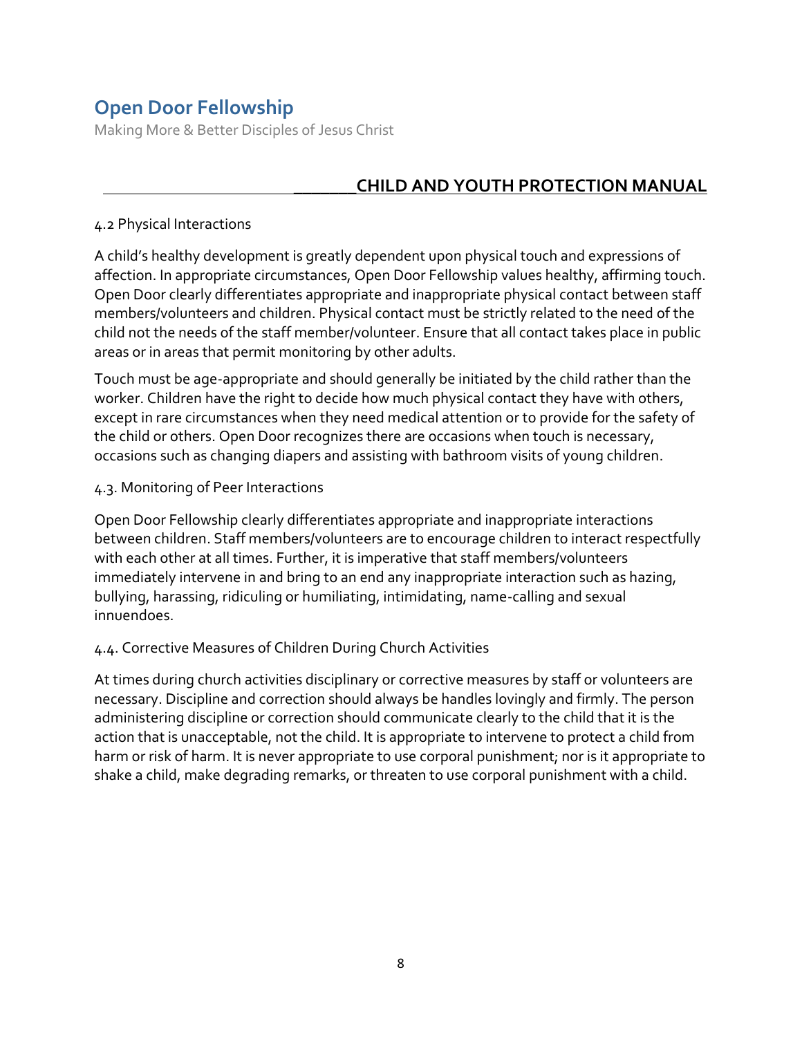# Open Door Fellowship

Making More & Better Disciples of Jesus Christ

## CHILD AND YOUTH PROTECTION MANUAL

4.2 Physical Interactions

A child's healthy development is greatly dependent upon physical touch and expressions of affection. In appropriate circumstances, Open Door Fellowship values healthy, affirming touch. Open Door clearly differentiates appropriate and inappropriate physical contact between staff members/volunteers and children. Physical contact must be strictly related to the need of the child not the needs of the staff member/volunteer. Ensure that all contact takes place in public areas or in areas that permit monitoring by other adults.

Touch must be age-appropriate and should generally be initiated by the child rather than the worker. Children have the right to decide how much physical contact they have with others, except in rare circumstances when they need medical attention or to provide for the safety of the child or others. Open Door recognizes there are occasions when touch is necessary, occasions such as changing diapers and assisting with bathroom visits of young children.

4.3. Monitoring of Peer Interactions

Open Door Fellowship clearly differentiates appropriate and inappropriate interactions between children. Staff members/volunteers are to encourage children to interact respectfully with each other at all times. Further, it is imperative that staff members/volunteers immediately intervene in and bring to an end any inappropriate interaction such as hazing, bullying, harassing, ridiculing or humiliating, intimidating, name-calling and sexual innuendoes.

4.4. Corrective Measures of Children During Church Activities

At times during church activities disciplinary or corrective measures by staff or volunteers are necessary. Discipline and correction should always be handles lovingly and firmly. The person administering discipline or correction should communicate clearly to the child that it is the action that is unacceptable, not the child. It is appropriate to intervene to protect a child from harm or risk of harm. It is never appropriate to use corporal punishment; nor is it appropriate to shake a child, make degrading remarks, or threaten to use corporal punishment with a child.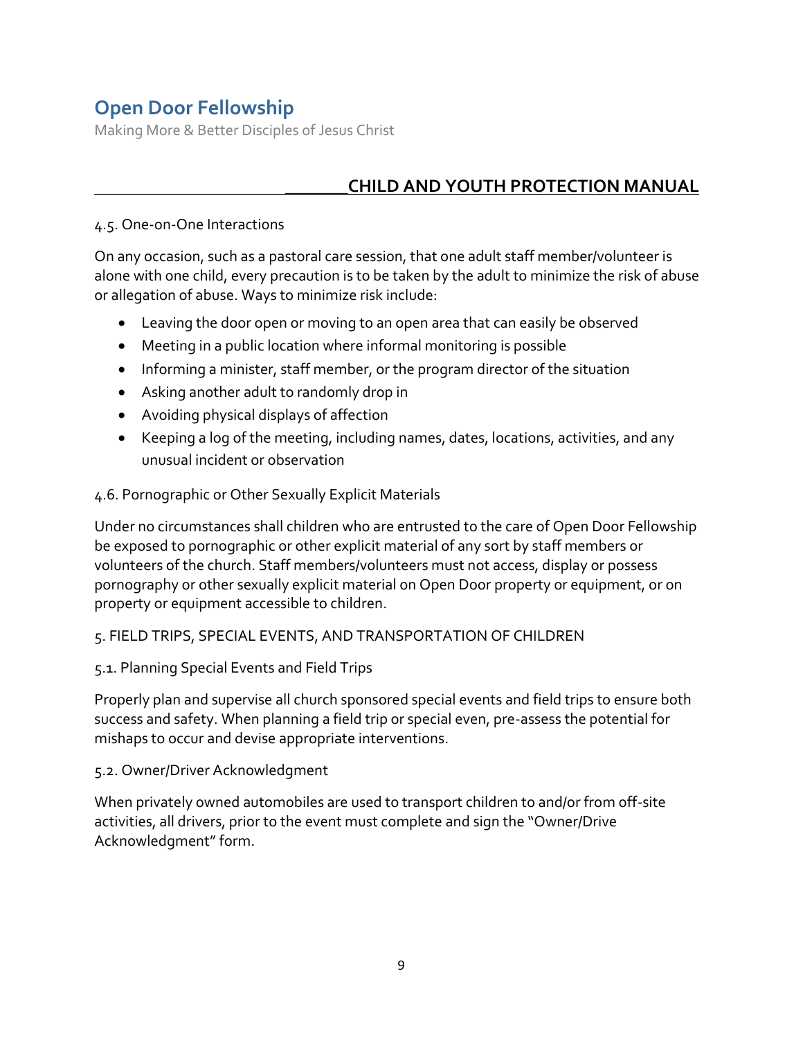4.5. One-on-One Interactions

On any occasion, such as a pastoral care session, that one adult staff member/volunteer is alone with one child, every precaution is to be taken by the adult to minimize the risk of abuse or allegation of abuse. Ways to minimize risk include:

- Leaving the door open or moving to an open area that can easily be observed
- Meeting in a public location where informal monitoring is possible
- Informing a minister, staff member, or the program director of the situation
- Asking another adult to randomly drop in
- Avoiding physical displays of affection
- Keeping a log of the meeting, including names, dates, locations, activities, and any unusual incident or observation

4.6. Pornographic or Other Sexually Explicit Materials

Under no circumstances shall children who are entrusted to the care of Open Door Fellowship be exposed to pornographic or other explicit material of any sort by staff members or volunteers of the church. Staff members/volunteers must not access, display or possess pornography or other sexually explicit material on Open Door property or equipment, or on property or equipment accessible to children.

5. FIELD TRIPS, SPECIAL EVENTS, AND TRANSPORTATION OF CHILDREN

5.1. Planning Special Events and Field Trips

Properly plan and supervise all church sponsored special events and field trips to ensure both success and safety. When planning a field trip or special even, pre-assess the potential for mishaps to occur and devise appropriate interventions.

5.2. Owner/Driver Acknowledgment

When privately owned automobiles are used to transport children to and/or from off-site activities, all drivers, prior to the event must complete and sign the "Owner/Drive Acknowledgment" form.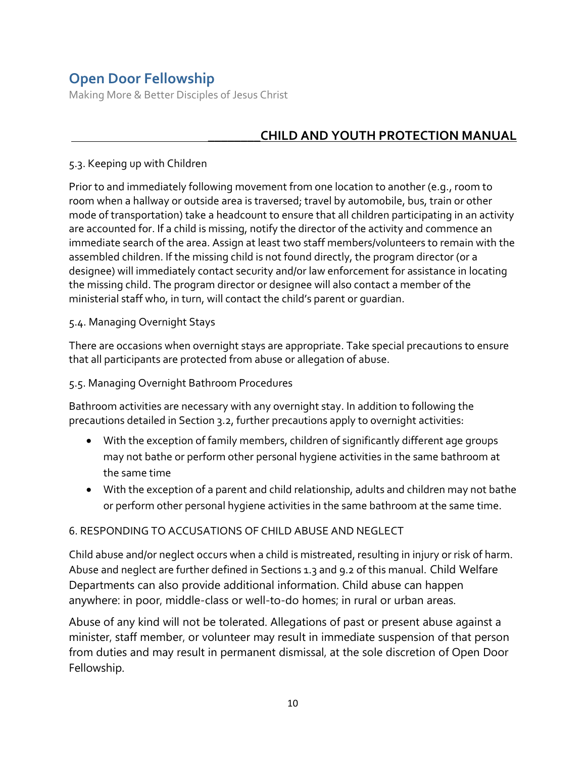### 5.3. Keeping up with Children

Prior to and immediately following movement from one location to another (e.g., room to room when a hallway or outside area is traversed; travel by automobile, bus, train or other mode of transportation) take a headcount to ensure that all children participating in an activity are accounted for. If a child is missing, notify the director of the activity and commence an immediate search of the area. Assign at least two staff members/volunteers to remain with the assembled children. If the missing child is not found directly, the program director (or a designee) will immediately contact security and/or law enforcement for assistance in locating the missing child. The program director or designee will also contact a member of the ministerial staff who, in turn, will contact the child's parent or guardian.

### 5.4. Managing Overnight Stays

There are occasions when overnight stays are appropriate. Take special precautions to ensure that all participants are protected from abuse or allegation of abuse.

### 5.5. Managing Overnight Bathroom Procedures

Bathroom activities are necessary with any overnight stay. In addition to following the precautions detailed in Section 3.2, further precautions apply to overnight activities:

- With the exception of family members, children of significantly different age groups may not bathe or perform other personal hygiene activities in the same bathroom at the same time
- With the exception of a parent and child relationship, adults and children may not bathe or perform other personal hygiene activities in the same bathroom at the same time.

## 6. RESPONDING TO ACCUSATIONS OF CHILD ABUSE AND NEGLECT

Child abuse and/or neglect occurs when a child is mistreated, resulting in injury or risk of harm. Abuse and neglect are further defined in Sections 1.3 and 9.2 of this manual. Child Welfare Departments can also provide additional information. Child abuse can happen anywhere: in poor, middle-class or well-to-do homes; in rural or urban areas.

Abuse of any kind will not be tolerated. Allegations of past or present abuse against a minister, staff member, or volunteer may result in immediate suspension of that person from duties and may result in permanent dismissal, at the sole discretion of Open Door Fellowship.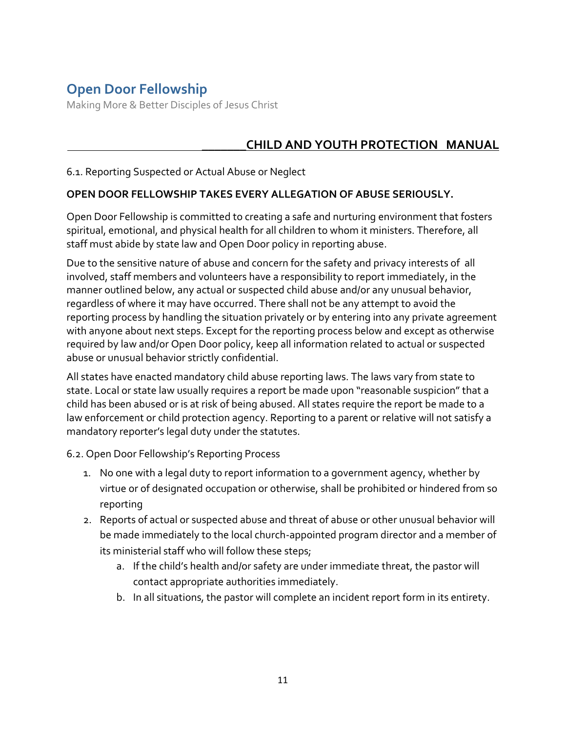# Open Door Fellowship

Making More & Better Disciples of Jesus Christ

## CHILD AND YOUTH PROTECTION MANUAL

6.1. Reporting Suspected or Actual Abuse or Neglect

**OPEN DOOR FELLOWSHIP TAKES EVERY ALLEGATION OF ABUSE SERIOUSLY.**

Open Door Fellowship is committed to creating a safe and nurturing environment that fosters spiritual, emotional, and physical health for all children to whom it ministers. Therefore, all staff must abide by state law and Open Door policy in reporting abuse.

Due to the sensitive nature of abuse and concern for the safety and privacy interests of all involved, staff members and volunteers have a responsibility to report immediately, in the manner outlined below, any actual or suspected child abuse and/or any unusual behavior, regardless of where it may have occurred. There shall not be any attempt to avoid the reporting process by handling the situation privately or by entering into any private agreement with anyone about next steps. Except for the reporting process below and except as otherwise required by law and/or Open Door policy, keep all information related to actual or suspected abuse or unusual behavior strictly confidential.

All states have enacted mandatory child abuse reporting laws. The laws vary from state to state. Local or state law usually requires a report be made upon "reasonable suspicion" that a child has been abused or is at risk of being abused. All states require the report be made to a law enforcement or child protection agency. Reporting to a parent or relative will not satisfy a mandatory reporter's legal duty under the statutes.

6.2. Open Door Fellowship's Reporting Process

1. No one with a legal duty to report information to a government agency, whether by virtue or of designated occupation or otherwise, shall be prohibited or hindered from so reporting
2. Reports of actual or suspected abuse and threat of abuse or other unusual behavior will be made immediately to the local church-appointed program director and a member of its ministerial staff who will follow these steps;
   a. If the child's health and/or safety are under immediate threat, the pastor will contact appropriate authorities immediately.
   b. In all situations, the pastor will complete an incident report form in its entirety.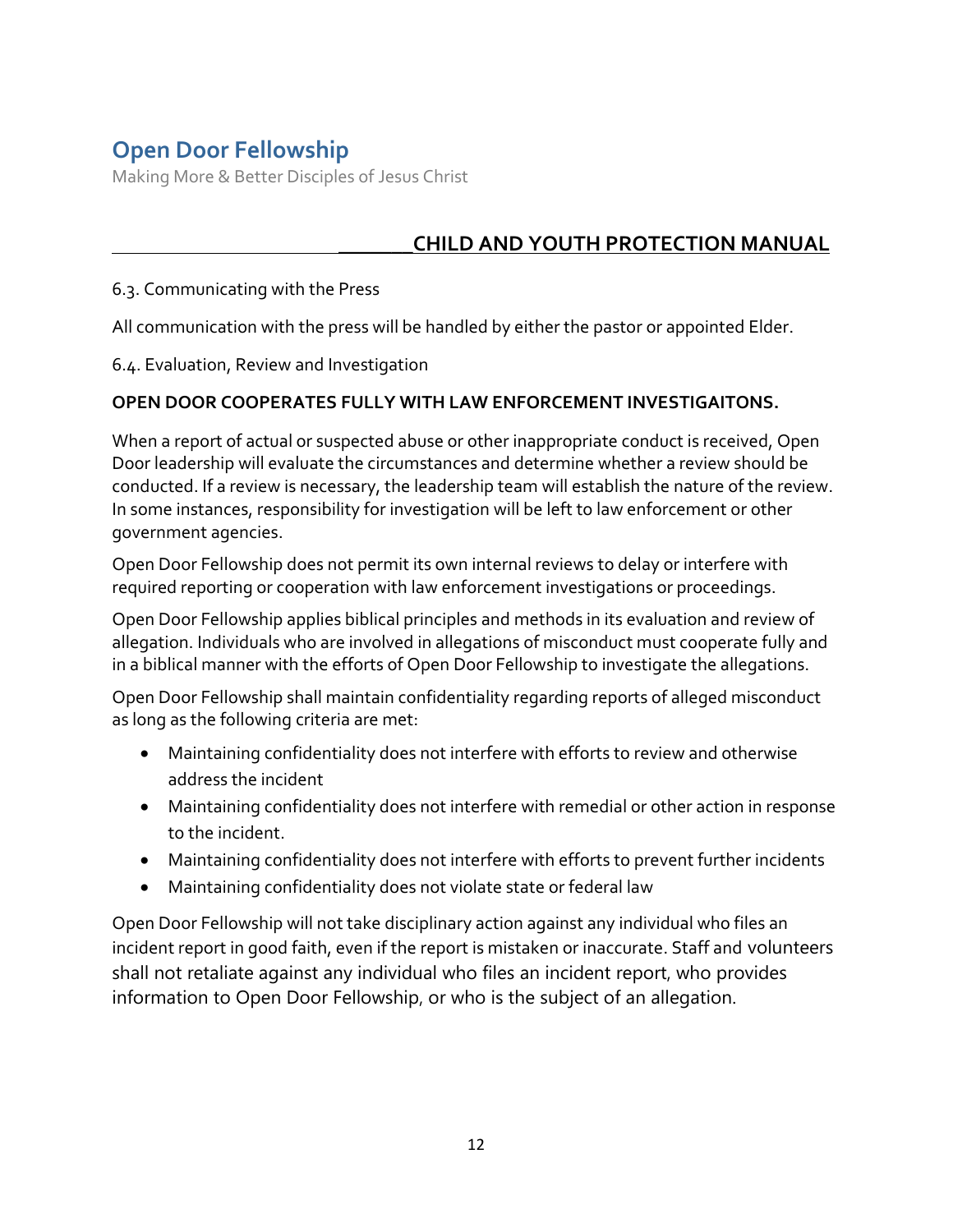6.3. Communicating with the Press

All communication with the press will be handled by either the pastor or appointed Elder.

6.4. Evaluation, Review and Investigation

**OPEN DOOR COOPERATES FULLY WITH LAW ENFORCEMENT INVESTIGAITONS.**

When a report of actual or suspected abuse or other inappropriate conduct is received, Open Door leadership will evaluate the circumstances and determine whether a review should be conducted. If a review is necessary, the leadership team will establish the nature of the review. In some instances, responsibility for investigation will be left to law enforcement or other government agencies.

Open Door Fellowship does not permit its own internal reviews to delay or interfere with required reporting or cooperation with law enforcement investigations or proceedings.

Open Door Fellowship applies biblical principles and methods in its evaluation and review of allegation. Individuals who are involved in allegations of misconduct must cooperate fully and in a biblical manner with the efforts of Open Door Fellowship to investigate the allegations.

Open Door Fellowship shall maintain confidentiality regarding reports of alleged misconduct as long as the following criteria are met:

- Maintaining confidentiality does not interfere with efforts to review and otherwise address the incident
- Maintaining confidentiality does not interfere with remedial or other action in response to the incident.
- Maintaining confidentiality does not interfere with efforts to prevent further incidents
- Maintaining confidentiality does not violate state or federal law

Open Door Fellowship will not take disciplinary action against any individual who files an incident report in good faith, even if the report is mistaken or inaccurate. Staff and volunteers shall not retaliate against any individual who files an incident report, who provides information to Open Door Fellowship, or who is the subject of an allegation.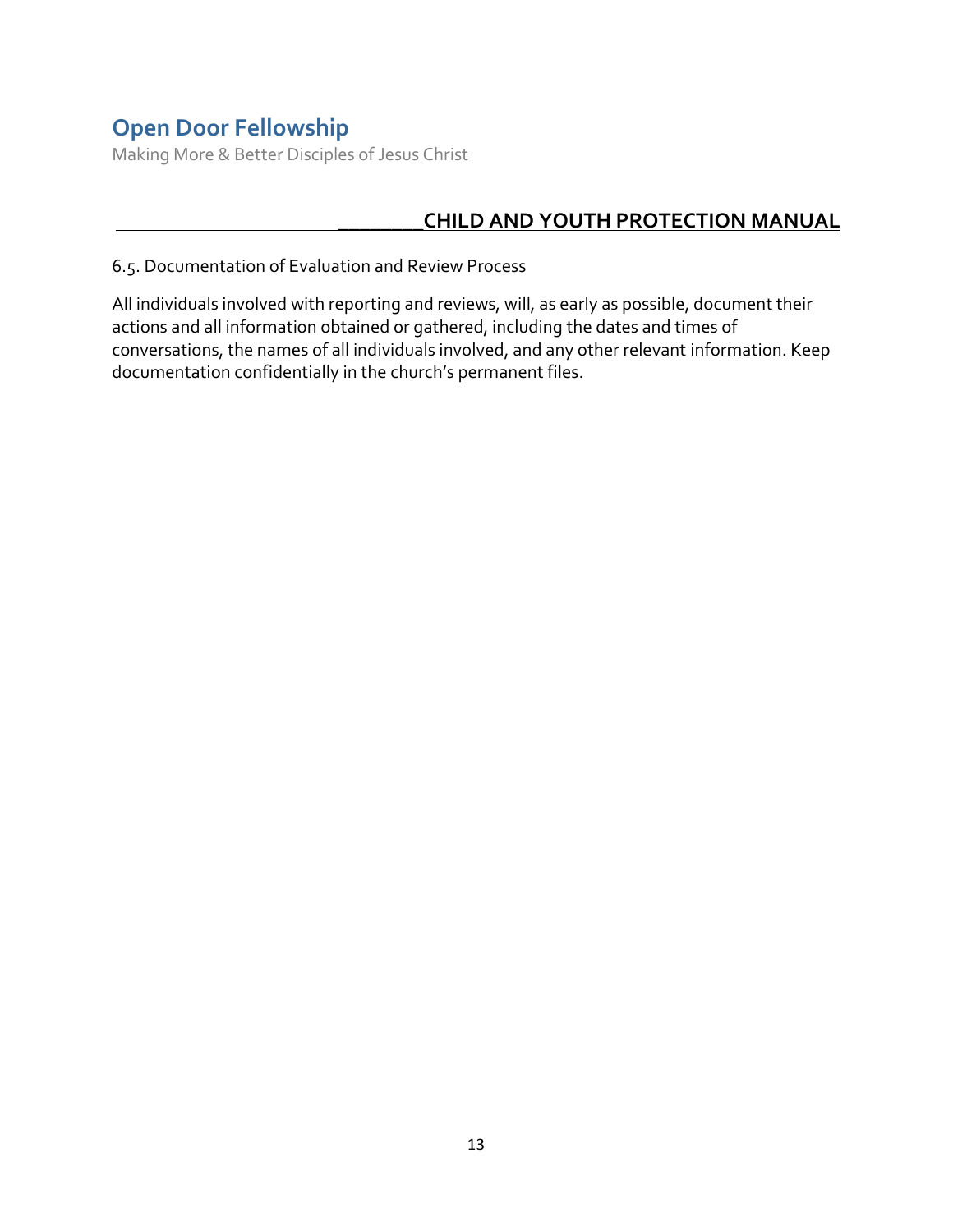6.5. Documentation of Evaluation and Review Process

All individuals involved with reporting and reviews, will, as early as possible, document their actions and all information obtained or gathered, including the dates and times of conversations, the names of all individuals involved, and any other relevant information. Keep documentation confidentially in the church's permanent files.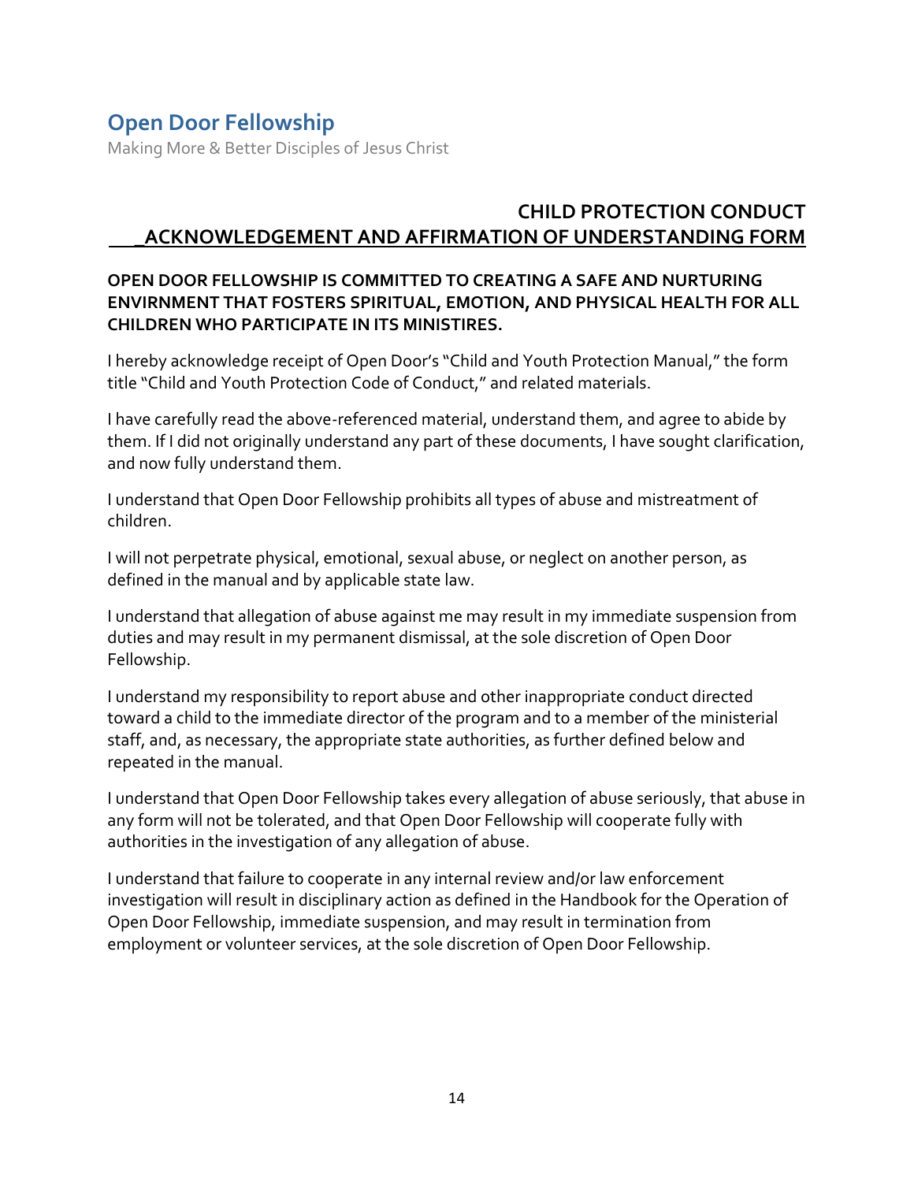# Open Door Fellowship

Making More & Better Disciples of Jesus Christ

## CHILD PROTECTION CONDUCT _ACKNOWLEDGEMENT AND AFFIRMATION OF UNDERSTANDING FORM

**OPEN DOOR FELLOWSHIP IS COMMITTED TO CREATING A SAFE AND NURTURING ENVIRNMENT THAT FOSTERS SPIRITUAL, EMOTION, AND PHYSICAL HEALTH FOR ALL CHILDREN WHO PARTICIPATE IN ITS MINISTIRES.**

I hereby acknowledge receipt of Open Door's "Child and Youth Protection Manual," the form title "Child and Youth Protection Code of Conduct," and related materials.

I have carefully read the above-referenced material, understand them, and agree to abide by them. If I did not originally understand any part of these documents, I have sought clarification, and now fully understand them.

I understand that Open Door Fellowship prohibits all types of abuse and mistreatment of children.

I will not perpetrate physical, emotional, sexual abuse, or neglect on another person, as defined in the manual and by applicable state law.

I understand that allegation of abuse against me may result in my immediate suspension from duties and may result in my permanent dismissal, at the sole discretion of Open Door Fellowship.

I understand my responsibility to report abuse and other inappropriate conduct directed toward a child to the immediate director of the program and to a member of the ministerial staff, and, as necessary, the appropriate state authorities, as further defined below and repeated in the manual.

I understand that Open Door Fellowship takes every allegation of abuse seriously, that abuse in any form will not be tolerated, and that Open Door Fellowship will cooperate fully with authorities in the investigation of any allegation of abuse.

I understand that failure to cooperate in any internal review and/or law enforcement investigation will result in disciplinary action as defined in the Handbook for the Operation of Open Door Fellowship, immediate suspension, and may result in termination from employment or volunteer services, at the sole discretion of Open Door Fellowship.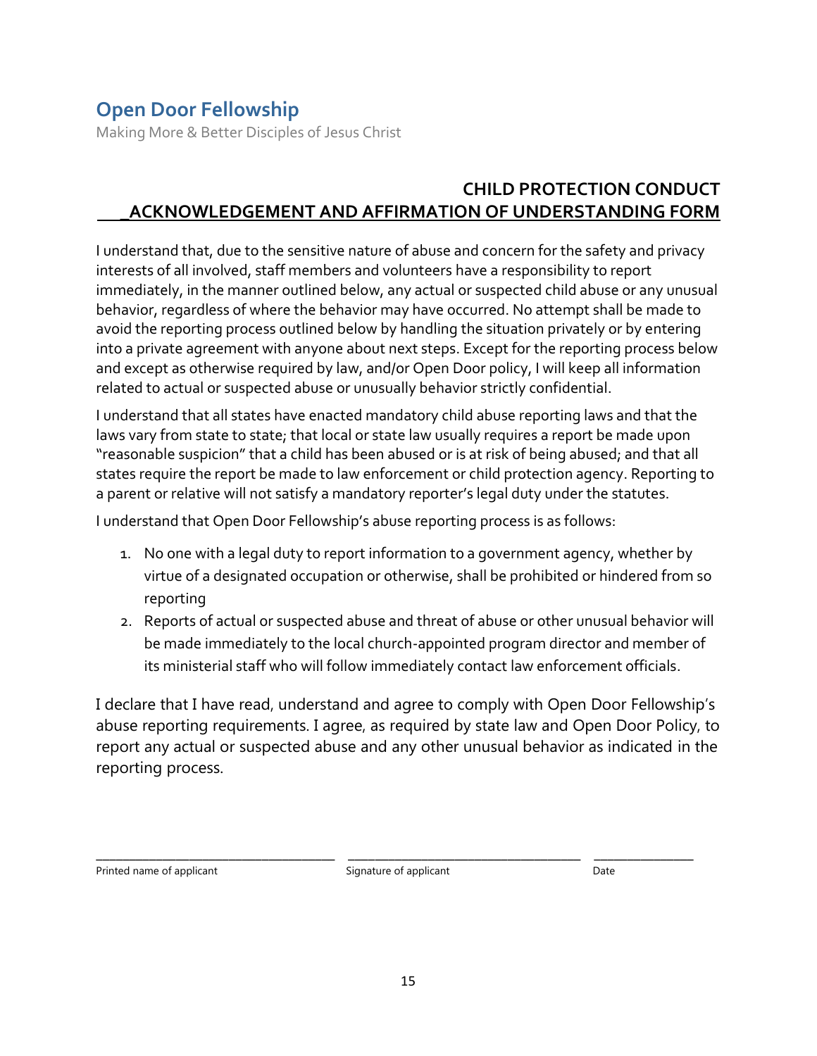# Open Door Fellowship

Making More & Better Disciples of Jesus Christ

## CHILD PROTECTION CONDUCT ACKNOWLEDGEMENT AND AFFIRMATION OF UNDERSTANDING FORM

I understand that, due to the sensitive nature of abuse and concern for the safety and privacy interests of all involved, staff members and volunteers have a responsibility to report immediately, in the manner outlined below, any actual or suspected child abuse or any unusual behavior, regardless of where the behavior may have occurred. No attempt shall be made to avoid the reporting process outlined below by handling the situation privately or by entering into a private agreement with anyone about next steps. Except for the reporting process below and except as otherwise required by law, and/or Open Door policy, I will keep all information related to actual or suspected abuse or unusually behavior strictly confidential.

I understand that all states have enacted mandatory child abuse reporting laws and that the laws vary from state to state; that local or state law usually requires a report be made upon "reasonable suspicion" that a child has been abused or is at risk of being abused; and that all states require the report be made to law enforcement or child protection agency. Reporting to a parent or relative will not satisfy a mandatory reporter's legal duty under the statutes.

I understand that Open Door Fellowship's abuse reporting process is as follows:

1. No one with a legal duty to report information to a government agency, whether by virtue of a designated occupation or otherwise, shall be prohibited or hindered from so reporting
2. Reports of actual or suspected abuse and threat of abuse or other unusual behavior will be made immediately to the local church-appointed program director and member of its ministerial staff who will follow immediately contact law enforcement officials.

I declare that I have read, understand and agree to comply with Open Door Fellowship's abuse reporting requirements. I agree, as required by state law and Open Door Policy, to report any actual or suspected abuse and any other unusual behavior as indicated in the reporting process.

| _________________________________ | _________________________________ | ______________ |
|---|---|---|
| Printed name of applicant | Signature of applicant | Date |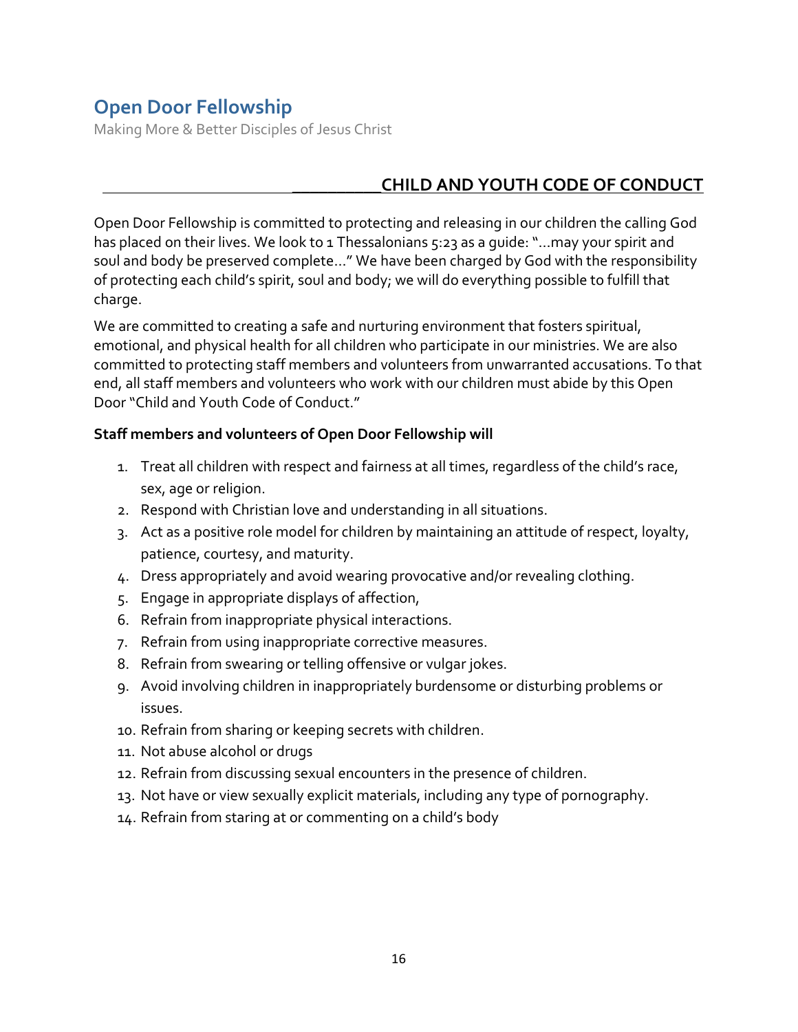# Open Door Fellowship

Making More & Better Disciples of Jesus Christ

## CHILD AND YOUTH CODE OF CONDUCT

Open Door Fellowship is committed to protecting and releasing in our children the calling God has placed on their lives. We look to 1 Thessalonians 5:23 as a guide: "…may your spirit and soul and body be preserved complete…" We have been charged by God with the responsibility of protecting each child's spirit, soul and body; we will do everything possible to fulfill that charge.

We are committed to creating a safe and nurturing environment that fosters spiritual, emotional, and physical health for all children who participate in our ministries. We are also committed to protecting staff members and volunteers from unwarranted accusations. To that end, all staff members and volunteers who work with our children must abide by this Open Door "Child and Youth Code of Conduct."

**Staff members and volunteers of Open Door Fellowship will**

1. Treat all children with respect and fairness at all times, regardless of the child's race, sex, age or religion.
2. Respond with Christian love and understanding in all situations.
3. Act as a positive role model for children by maintaining an attitude of respect, loyalty, patience, courtesy, and maturity.
4. Dress appropriately and avoid wearing provocative and/or revealing clothing.
5. Engage in appropriate displays of affection,
6. Refrain from inappropriate physical interactions.
7. Refrain from using inappropriate corrective measures.
8. Refrain from swearing or telling offensive or vulgar jokes.
9. Avoid involving children in inappropriately burdensome or disturbing problems or issues.
10. Refrain from sharing or keeping secrets with children.
11. Not abuse alcohol or drugs
12. Refrain from discussing sexual encounters in the presence of children.
13. Not have or view sexually explicit materials, including any type of pornography.
14. Refrain from staring at or commenting on a child's body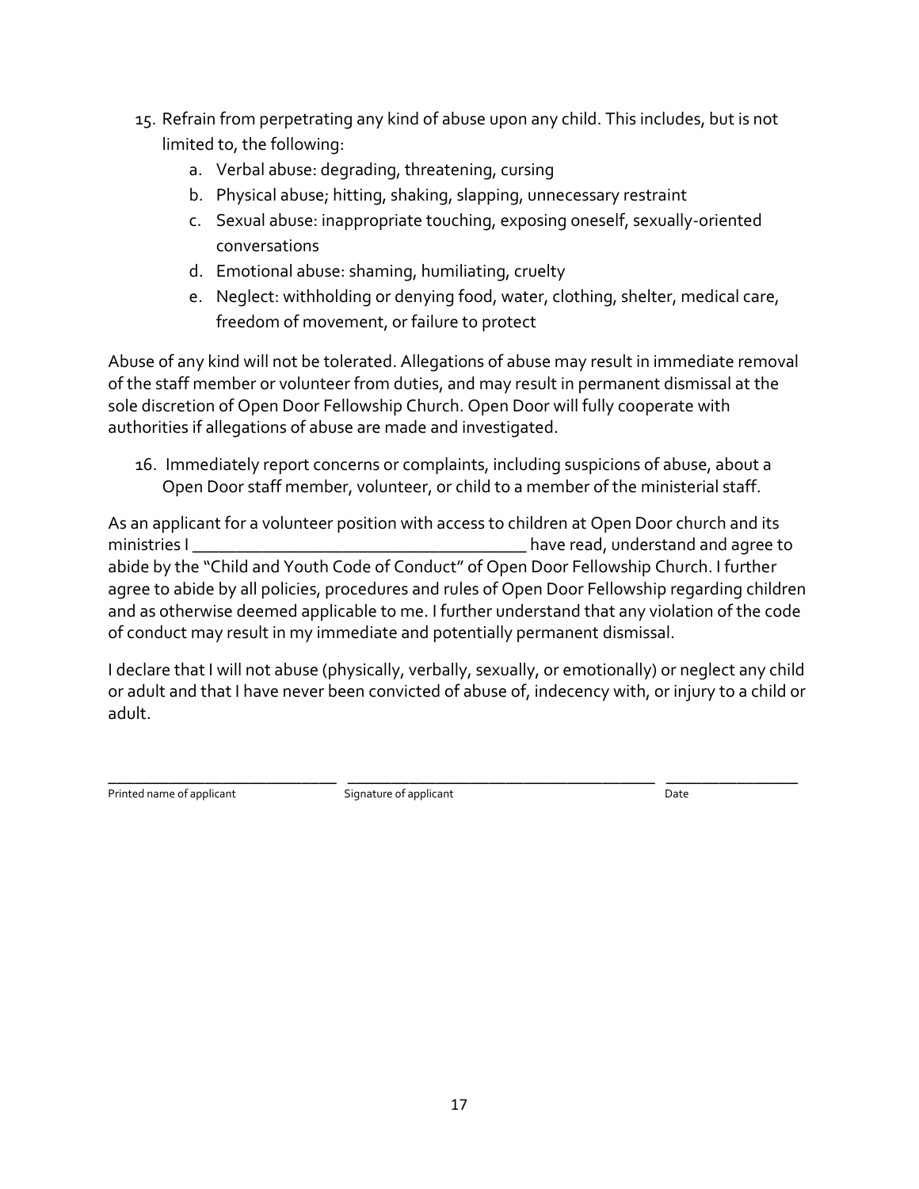15. Refrain from perpetrating any kind of abuse upon any child. This includes, but is not limited to, the following:
    a. Verbal abuse: degrading, threatening, cursing
    b. Physical abuse; hitting, shaking, slapping, unnecessary restraint
    c. Sexual abuse: inappropriate touching, exposing oneself, sexually-oriented conversations
    d. Emotional abuse: shaming, humiliating, cruelty
    e. Neglect: withholding or denying food, water, clothing, shelter, medical care, freedom of movement, or failure to protect

Abuse of any kind will not be tolerated. Allegations of abuse may result in immediate removal of the staff member or volunteer from duties, and may result in permanent dismissal at the sole discretion of Open Door Fellowship Church. Open Door will fully cooperate with authorities if allegations of abuse are made and investigated.

16. Immediately report concerns or complaints, including suspicions of abuse, about a Open Door staff member, volunteer, or child to a member of the ministerial staff.

As an applicant for a volunteer position with access to children at Open Door church and its ministries I _____________________________________ have read, understand and agree to abide by the "Child and Youth Code of Conduct" of Open Door Fellowship Church. I further agree to abide by all policies, procedures and rules of Open Door Fellowship regarding children and as otherwise deemed applicable to me. I further understand that any violation of the code of conduct may result in my immediate and potentially permanent dismissal.

I declare that I will not abuse (physically, verbally, sexually, or emotionally) or neglect any child or adult and that I have never been convicted of abuse of, indecency with, or injury to a child or adult.

_____________________________ _______________________________________ _________________

Printed name of applicant          Signature of applicant          Date